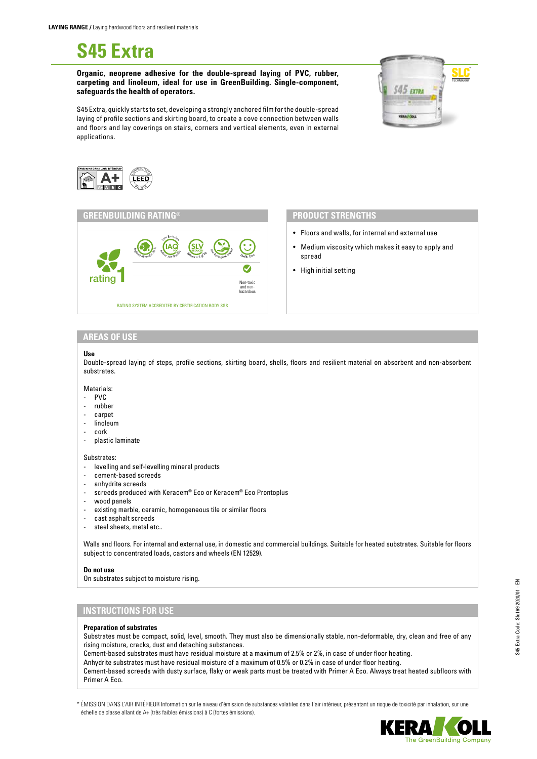**LAYING RANGE /** Laying hardwood floors and resilient materials

# S45 Extra

**Organic, neoprene adhesive for the double-spread laying of PVC, rubber, carpeting and linoleum, ideal for use in GreenBuilding. Single-component, safeguards the health of operators.**

S45 Extra, quickly starts to set, developing a strongly anchored film for the double-spread laying of profile sections and skirting board, to create a cove connection between walls and floors and lay coverings on stairs, corners and vertical elements, even in external applications.

## GREENBUILDING RATING®

rating 1

Regional Mineral ≥ 30% | Low Emission IAQ VOC Indoor Air Quality | SLV Reduced Solvent ≤ 5 g/kg | Low Ecological Impact | Health Care

Non-toxic and non-hazardous

RATING SYSTEM ACCREDITED BY CERTIFICATION BODY SGS

## PRODUCT STRENGTHS

- Floors and walls, for internal and external use
- Medium viscosity which makes it easy to apply and spread
- High initial setting

## AREAS OF USE

**Use**
Double-spread laying of steps, profile sections, skirting board, shells, floors and resilient material on absorbent and non-absorbent substrates.

Materials:
- PVC
- rubber
- carpet
- linoleum
- cork
- plastic laminate

Substrates:
- levelling and self-levelling mineral products
- cement-based screeds
- anhydrite screeds
- screeds produced with Keracem® Eco or Keracem® Eco Prontoplus
- wood panels
- existing marble, ceramic, homogeneous tile or similar floors
- cast asphalt screeds
- steel sheets, metal etc..

Walls and floors. For internal and external use, in domestic and commercial buildings. Suitable for heated substrates. Suitable for floors subject to concentrated loads, castors and wheels (EN 12529).

**Do not use**
On substrates subject to moisture rising.

## INSTRUCTIONS FOR USE

**Preparation of substrates**
Substrates must be compact, solid, level, smooth. They must also be dimensionally stable, non-deformable, dry, clean and free of any rising moisture, cracks, dust and detaching substances.
Cement-based substrates must have residual moisture at a maximum of 2.5% or 2%, in case of under floor heating.
Anhydrite substrates must have residual moisture of a maximum of 0.5% or 0.2% in case of under floor heating.
Cement-based screeds with dusty surface, flaky or weak parts must be treated with Primer A Eco. Always treat heated subfloors with Primer A Eco.

\* ÉMISSION DANS L'AIR INTÉRIEUR Information sur le niveau d'émission de substances volatiles dans l'air intérieur, présentant un risque de toxicité par inhalation, sur une échelle de classe allant de A+ (très faibles émissions) à C (fortes émissions).

S45 Extra Code: Slc169 2020/01 - EN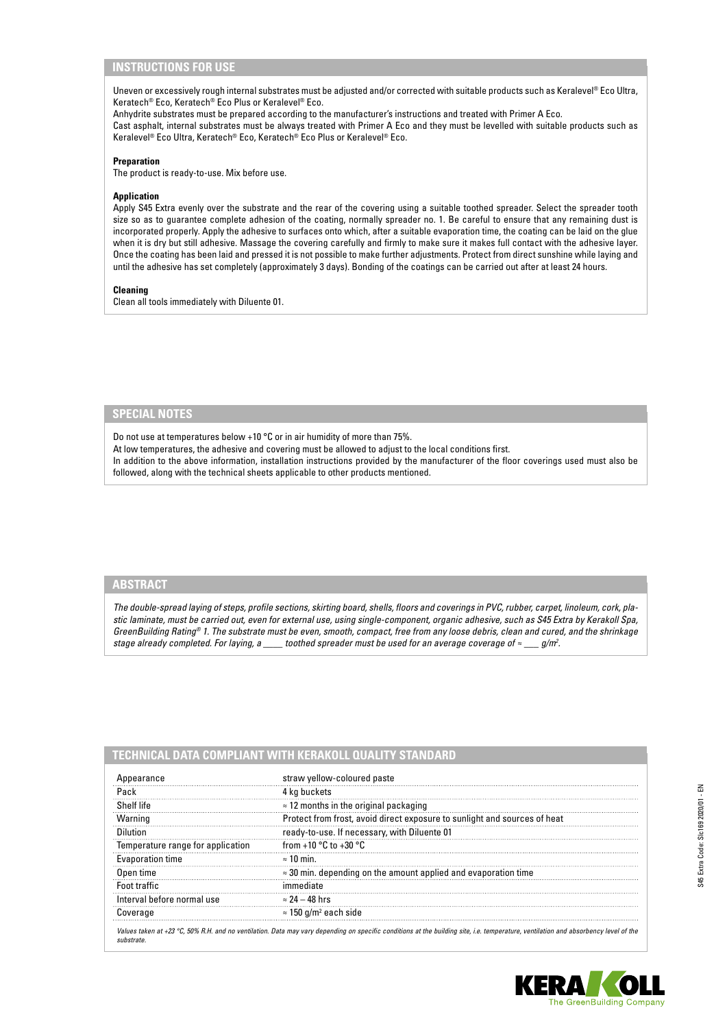## INSTRUCTIONS FOR USE

Uneven or excessively rough internal substrates must be adjusted and/or corrected with suitable products such as Keralevel® Eco Ultra, Keratech® Eco, Keratech® Eco Plus or Keralevel® Eco.
Anhydrite substrates must be prepared according to the manufacturer's instructions and treated with Primer A Eco.
Cast asphalt, internal substrates must be always treated with Primer A Eco and they must be levelled with suitable products such as Keralevel® Eco Ultra, Keratech® Eco, Keratech® Eco Plus or Keralevel® Eco.

**Preparation**
The product is ready-to-use. Mix before use.

**Application**
Apply S45 Extra evenly over the substrate and the rear of the covering using a suitable toothed spreader. Select the spreader tooth size so as to guarantee complete adhesion of the coating, normally spreader no. 1. Be careful to ensure that any remaining dust is incorporated properly. Apply the adhesive to surfaces onto which, after a suitable evaporation time, the coating can be laid on the glue when it is dry but still adhesive. Massage the covering carefully and firmly to make sure it makes full contact with the adhesive layer. Once the coating has been laid and pressed it is not possible to make further adjustments. Protect from direct sunshine while laying and until the adhesive has set completely (approximately 3 days). Bonding of the coatings can be carried out after at least 24 hours.

**Cleaning**
Clean all tools immediately with Diluente 01.

## SPECIAL NOTES

Do not use at temperatures below +10 °C or in air humidity of more than 75%.
At low temperatures, the adhesive and covering must be allowed to adjust to the local conditions first.
In addition to the above information, installation instructions provided by the manufacturer of the floor coverings used must also be followed, along with the technical sheets applicable to other products mentioned.

## ABSTRACT

*The double-spread laying of steps, profile sections, skirting board, shells, floors and coverings in PVC, rubber, carpet, linoleum, cork, plastic laminate, must be carried out, even for external use, using single-component, organic adhesive, such as S45 Extra by Kerakoll Spa, GreenBuilding Rating® 1. The substrate must be even, smooth, compact, free from any loose debris, clean and cured, and the shrinkage stage already completed. For laying, a ____ toothed spreader must be used for an average coverage of ≈ ___ g/m².*

## TECHNICAL DATA COMPLIANT WITH KERAKOLL QUALITY STANDARD

| | |
|---|---|
| Appearance | straw yellow-coloured paste |
| Pack | 4 kg buckets |
| Shelf life | ≈ 12 months in the original packaging |
| Warning | Protect from frost, avoid direct exposure to sunlight and sources of heat |
| Dilution | ready-to-use. If necessary, with Diluente 01 |
| Temperature range for application | from +10 °C to +30 °C |
| Evaporation time | ≈ 10 min. |
| Open time | ≈ 30 min. depending on the amount applied and evaporation time |
| Foot traffic | immediate |
| Interval before normal use | ≈ 24 – 48 hrs |
| Coverage | ≈ 150 g/m² each side |

*Values taken at +23 °C, 50% R.H. and no ventilation. Data may vary depending on specific conditions at the building site, i.e. temperature, ventilation and absorbency level of the substrate.*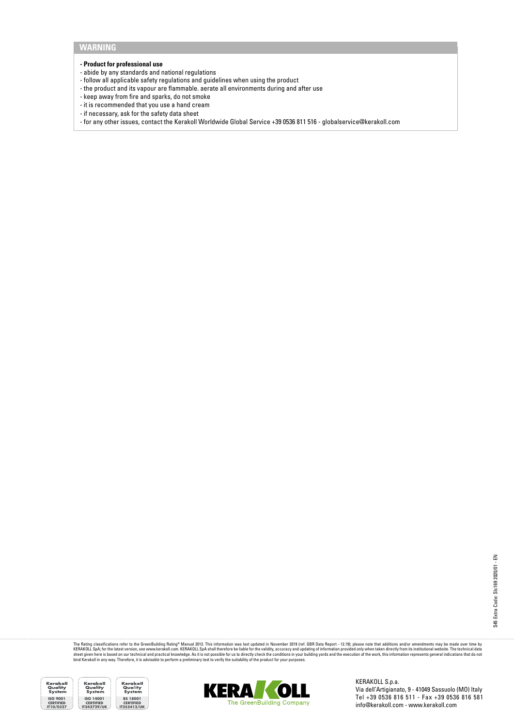## WARNING

- **Product for professional use**
- abide by any standards and national regulations
- follow all applicable safety regulations and guidelines when using the product
- the product and its vapour are flammable. aerate all environments during and after use
- keep away from fire and sparks, do not smoke
- it is recommended that you use a hand cream
- if necessary, ask for the safety data sheet
- for any other issues, contact the Kerakoll Worldwide Global Service +39 0536 811 516 - globalservice@kerakoll.com

S45 Extra Code: Slc169 2020/01 - EN

The Rating classifications refer to the GreenBuilding Rating® Manual 2013. This information was last updated in November 2019 (ref. GBR Data Report - 12.19); please note that additions and/or amendments may be made over time by KERAKOLL SpA; for the latest version, see www.kerakoll.com. KERAKOLL SpA shall therefore be liable for the validity, accuracy and updating of information provided only when taken directly from its institutional website. The technical data sheet given here is based on our technical and practical knowledge. As it is not possible for us to directly check the conditions in your building yards and the execution of the work, this information represents general indications that do not bind Kerakoll in any way. Therefore, it is advisable to perform a preliminary test to verify the suitability of the product for your purposes.

Kerakoll Quality System ISO 9001 CERTIFIED IT10/0327

Kerakoll Quality System ISO 14001 CERTIFIED IT242729/UK

Kerakoll Quality System BS 18001 CERTIFIED IT255412/UK

KERAKOLL The GreenBuilding Company

KERAKOLL S.p.a.
Via dell'Artigianato, 9 - 41049 Sassuolo (MO) Italy
Tel +39 0536 816 511 - Fax +39 0536 816 581
info@kerakoll.com - www.kerakoll.com